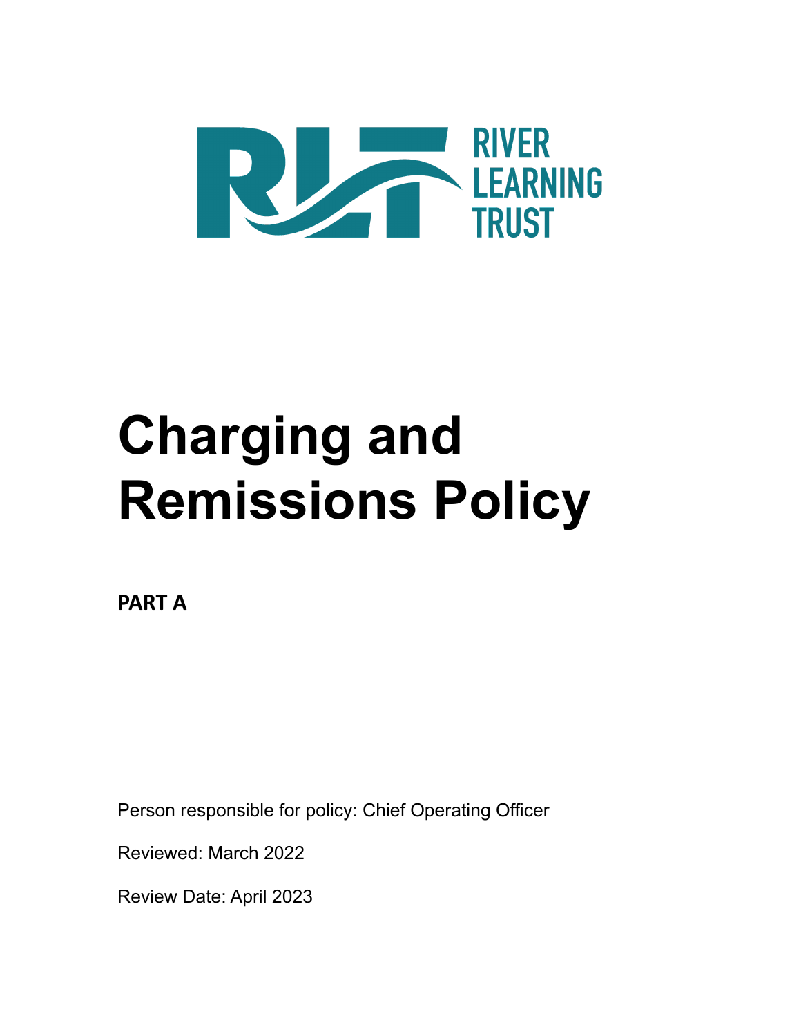RIVER LEARNING TRUST

# Charging and Remissions Policy

**PART A**

Person responsible for policy: Chief Operating Officer

Reviewed: March 2022

Review Date: April 2023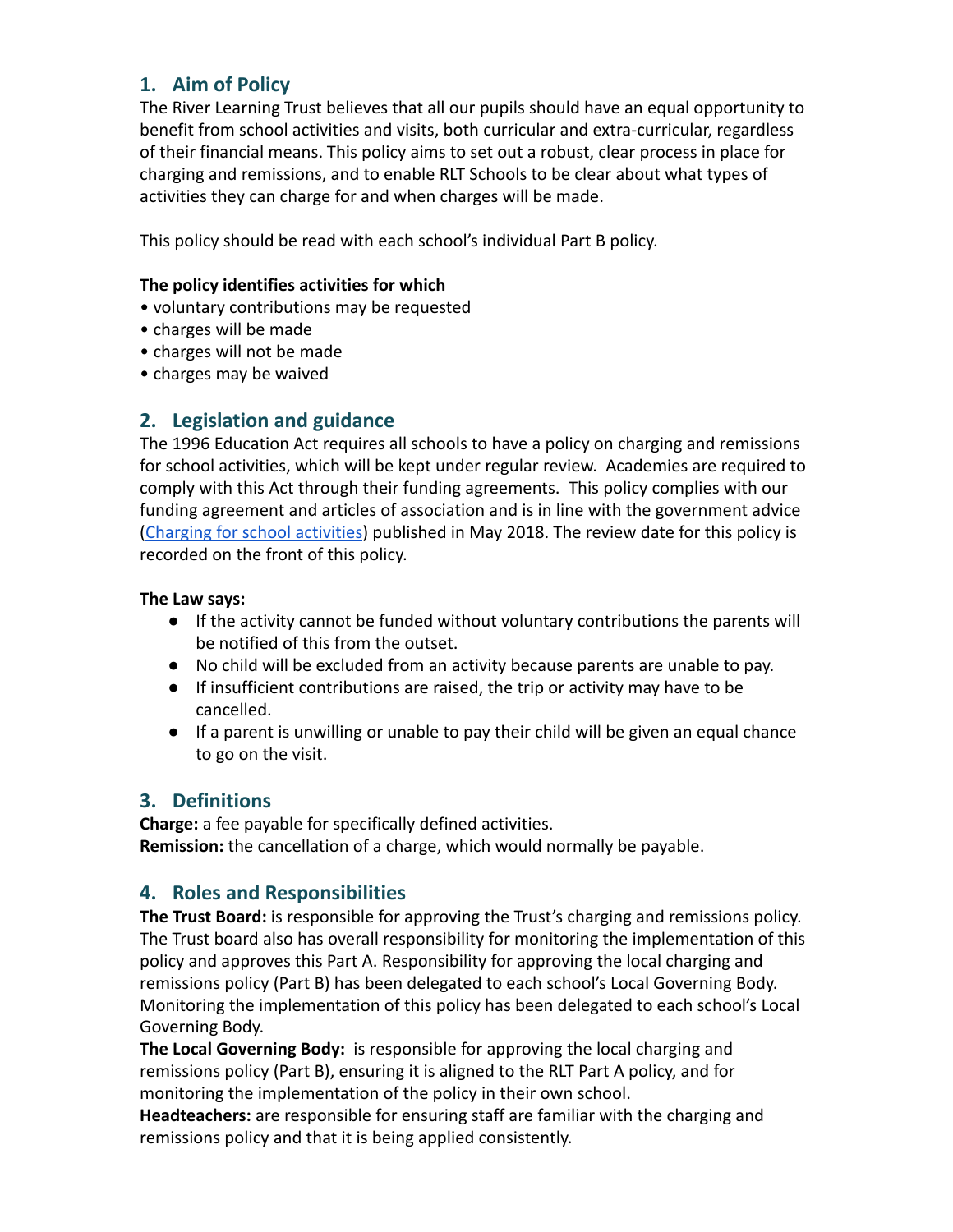## 1. Aim of Policy

The River Learning Trust believes that all our pupils should have an equal opportunity to benefit from school activities and visits, both curricular and extra-curricular, regardless of their financial means. This policy aims to set out a robust, clear process in place for charging and remissions, and to enable RLT Schools to be clear about what types of activities they can charge for and when charges will be made.

This policy should be read with each school's individual Part B policy.

**The policy identifies activities for which**

- voluntary contributions may be requested
- charges will be made
- charges will not be made
- charges may be waived

## 2. Legislation and guidance

The 1996 Education Act requires all schools to have a policy on charging and remissions for school activities, which will be kept under regular review. Academies are required to comply with this Act through their funding agreements. This policy complies with our funding agreement and articles of association and is in line with the government advice (Charging for school activities) published in May 2018. The review date for this policy is recorded on the front of this policy.

**The Law says:**

- If the activity cannot be funded without voluntary contributions the parents will be notified of this from the outset.
- No child will be excluded from an activity because parents are unable to pay.
- If insufficient contributions are raised, the trip or activity may have to be cancelled.
- If a parent is unwilling or unable to pay their child will be given an equal chance to go on the visit.

## 3. Definitions

**Charge:** a fee payable for specifically defined activities.
**Remission:** the cancellation of a charge, which would normally be payable.

## 4. Roles and Responsibilities

**The Trust Board:** is responsible for approving the Trust's charging and remissions policy. The Trust board also has overall responsibility for monitoring the implementation of this policy and approves this Part A. Responsibility for approving the local charging and remissions policy (Part B) has been delegated to each school's Local Governing Body. Monitoring the implementation of this policy has been delegated to each school's Local Governing Body.
**The Local Governing Body:** is responsible for approving the local charging and remissions policy (Part B), ensuring it is aligned to the RLT Part A policy, and for monitoring the implementation of the policy in their own school.
**Headteachers:** are responsible for ensuring staff are familiar with the charging and remissions policy and that it is being applied consistently.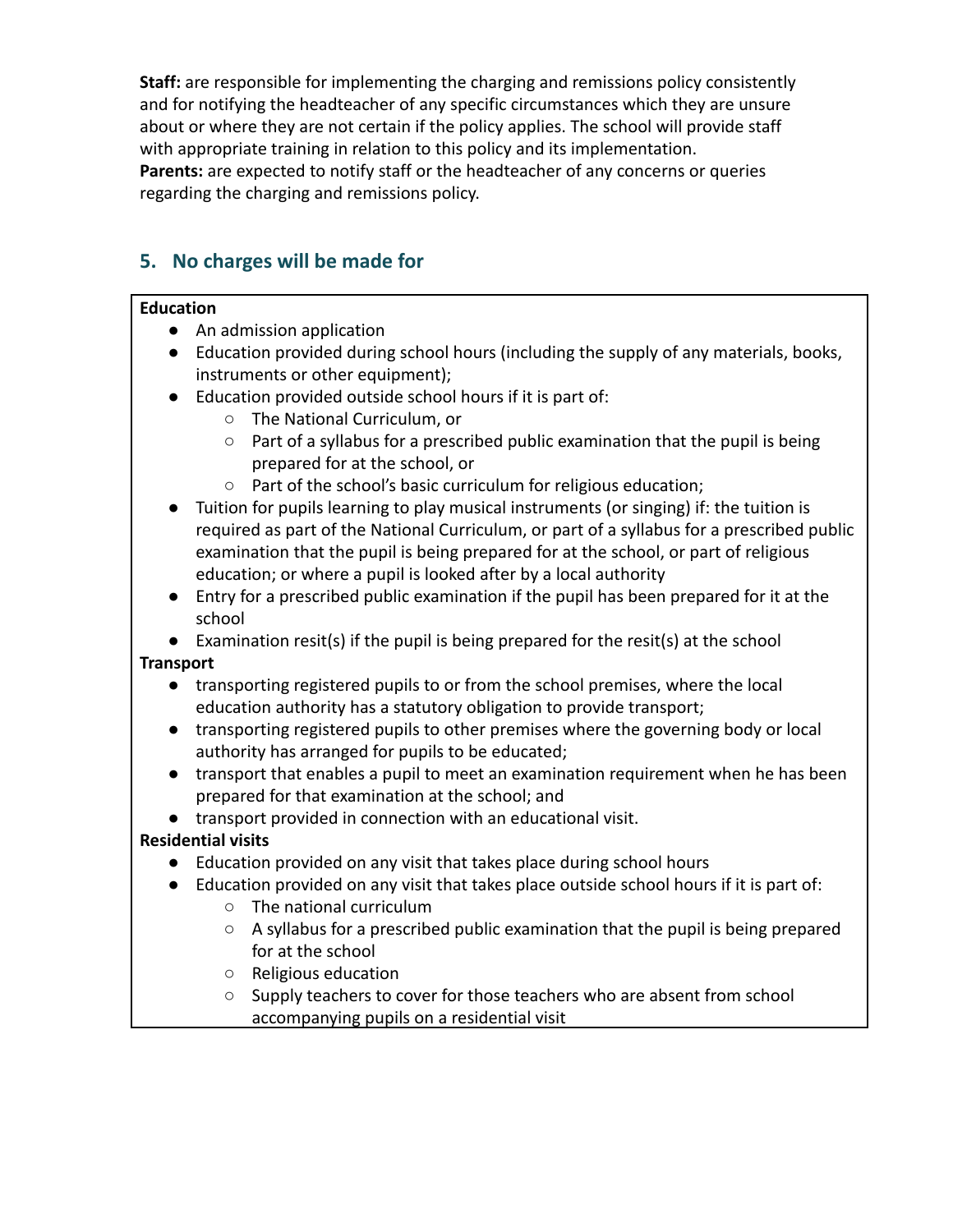**Staff:** are responsible for implementing the charging and remissions policy consistently and for notifying the headteacher of any specific circumstances which they are unsure about or where they are not certain if the policy applies. The school will provide staff with appropriate training in relation to this policy and its implementation.
**Parents:** are expected to notify staff or the headteacher of any concerns or queries regarding the charging and remissions policy.

## 5. No charges will be made for

**Education**

- An admission application
- Education provided during school hours (including the supply of any materials, books, instruments or other equipment);
- Education provided outside school hours if it is part of:
    - The National Curriculum, or
    - Part of a syllabus for a prescribed public examination that the pupil is being prepared for at the school, or
    - Part of the school's basic curriculum for religious education;
- Tuition for pupils learning to play musical instruments (or singing) if: the tuition is required as part of the National Curriculum, or part of a syllabus for a prescribed public examination that the pupil is being prepared for at the school, or part of religious education; or where a pupil is looked after by a local authority
- Entry for a prescribed public examination if the pupil has been prepared for it at the school
- Examination resit(s) if the pupil is being prepared for the resit(s) at the school

**Transport**

- transporting registered pupils to or from the school premises, where the local education authority has a statutory obligation to provide transport;
- transporting registered pupils to other premises where the governing body or local authority has arranged for pupils to be educated;
- transport that enables a pupil to meet an examination requirement when he has been prepared for that examination at the school; and
- transport provided in connection with an educational visit.

**Residential visits**

- Education provided on any visit that takes place during school hours
- Education provided on any visit that takes place outside school hours if it is part of:
    - The national curriculum
    - A syllabus for a prescribed public examination that the pupil is being prepared for at the school
    - Religious education
    - Supply teachers to cover for those teachers who are absent from school accompanying pupils on a residential visit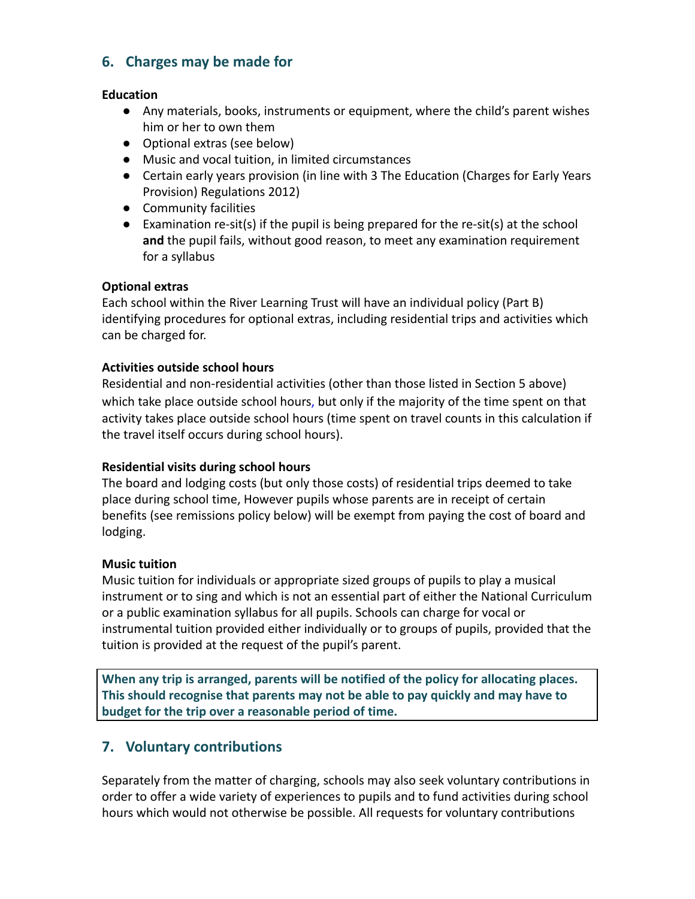## 6. Charges may be made for

**Education**

- Any materials, books, instruments or equipment, where the child's parent wishes him or her to own them
- Optional extras (see below)
- Music and vocal tuition, in limited circumstances
- Certain early years provision (in line with 3 The Education (Charges for Early Years Provision) Regulations 2012)
- Community facilities
- Examination re-sit(s) if the pupil is being prepared for the re-sit(s) at the school **and** the pupil fails, without good reason, to meet any examination requirement for a syllabus

**Optional extras**

Each school within the River Learning Trust will have an individual policy (Part B) identifying procedures for optional extras, including residential trips and activities which can be charged for.

**Activities outside school hours**

Residential and non-residential activities (other than those listed in Section 5 above) which take place outside school hours, but only if the majority of the time spent on that activity takes place outside school hours (time spent on travel counts in this calculation if the travel itself occurs during school hours).

**Residential visits during school hours**

The board and lodging costs (but only those costs) of residential trips deemed to take place during school time, However pupils whose parents are in receipt of certain benefits (see remissions policy below) will be exempt from paying the cost of board and lodging.

**Music tuition**

Music tuition for individuals or appropriate sized groups of pupils to play a musical instrument or to sing and which is not an essential part of either the National Curriculum or a public examination syllabus for all pupils. Schools can charge for vocal or instrumental tuition provided either individually or to groups of pupils, provided that the tuition is provided at the request of the pupil's parent.

**When any trip is arranged, parents will be notified of the policy for allocating places. This should recognise that parents may not be able to pay quickly and may have to budget for the trip over a reasonable period of time.**

## 7. Voluntary contributions

Separately from the matter of charging, schools may also seek voluntary contributions in order to offer a wide variety of experiences to pupils and to fund activities during school hours which would not otherwise be possible. All requests for voluntary contributions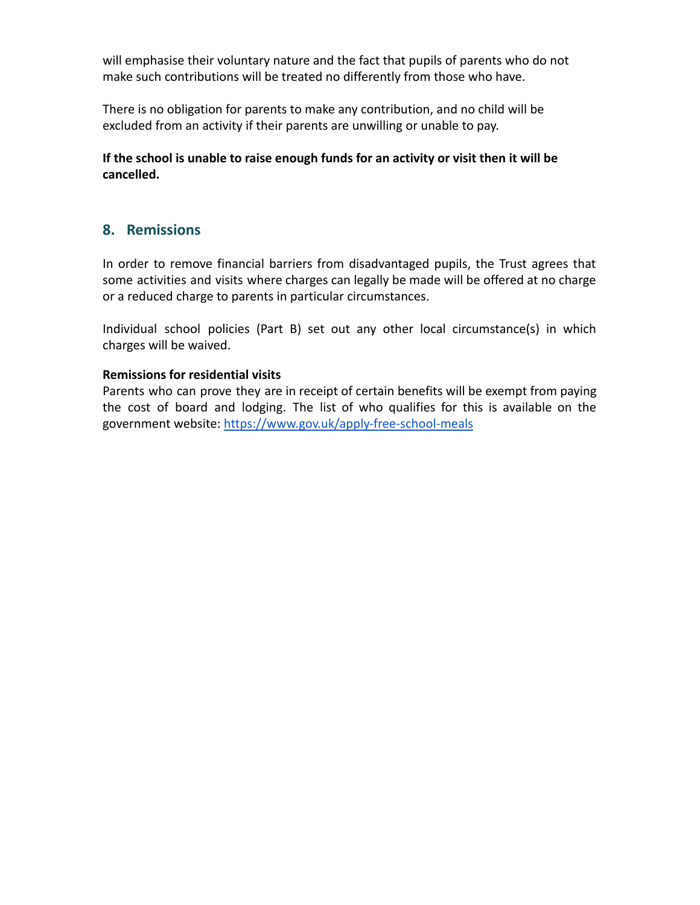will emphasise their voluntary nature and the fact that pupils of parents who do not make such contributions will be treated no differently from those who have.

There is no obligation for parents to make any contribution, and no child will be excluded from an activity if their parents are unwilling or unable to pay.

**If the school is unable to raise enough funds for an activity or visit then it will be cancelled.**

## 8. Remissions

In order to remove financial barriers from disadvantaged pupils, the Trust agrees that some activities and visits where charges can legally be made will be offered at no charge or a reduced charge to parents in particular circumstances.

Individual school policies (Part B) set out any other local circumstance(s) in which charges will be waived.

**Remissions for residential visits**
Parents who can prove they are in receipt of certain benefits will be exempt from paying the cost of board and lodging. The list of who qualifies for this is available on the government website: [https://www.gov.uk/apply-free-school-meals](https://www.gov.uk/apply-free-school-meals)